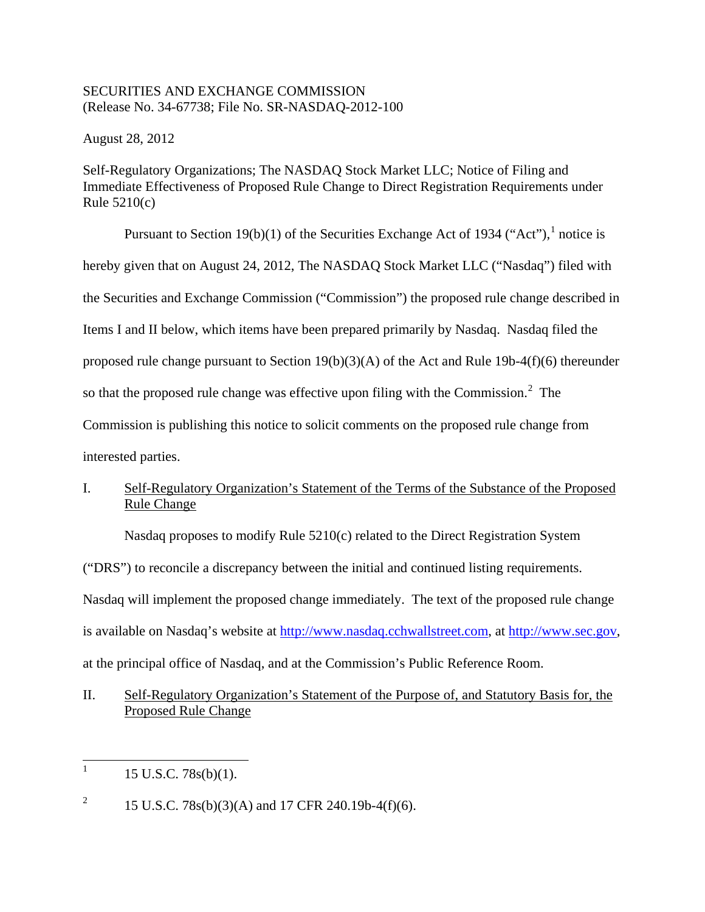SECURITIES AND EXCHANGE COMMISSION
(Release No. 34-67738; File No. SR-NASDAQ-2012-100

August 28, 2012

Self-Regulatory Organizations; The NASDAQ Stock Market LLC; Notice of Filing and Immediate Effectiveness of Proposed Rule Change to Direct Registration Requirements under Rule 5210(c)

Pursuant to Section 19(b)(1) of the Securities Exchange Act of 1934 ("Act"),[1] notice is hereby given that on August 24, 2012, The NASDAQ Stock Market LLC ("Nasdaq") filed with the Securities and Exchange Commission ("Commission") the proposed rule change described in Items I and II below, which items have been prepared primarily by Nasdaq. Nasdaq filed the proposed rule change pursuant to Section 19(b)(3)(A) of the Act and Rule 19b-4(f)(6) thereunder so that the proposed rule change was effective upon filing with the Commission.[2] The Commission is publishing this notice to solicit comments on the proposed rule change from interested parties.

## I. Self-Regulatory Organization's Statement of the Terms of the Substance of the Proposed Rule Change

Nasdaq proposes to modify Rule 5210(c) related to the Direct Registration System ("DRS") to reconcile a discrepancy between the initial and continued listing requirements. Nasdaq will implement the proposed change immediately. The text of the proposed rule change is available on Nasdaq's website at http://www.nasdaq.cchwallstreet.com, at http://www.sec.gov, at the principal office of Nasdaq, and at the Commission's Public Reference Room.

## II. Self-Regulatory Organization's Statement of the Purpose of, and Statutory Basis for, the Proposed Rule Change

---

[1] 15 U.S.C. 78s(b)(1).

[2] 15 U.S.C. 78s(b)(3)(A) and 17 CFR 240.19b-4(f)(6).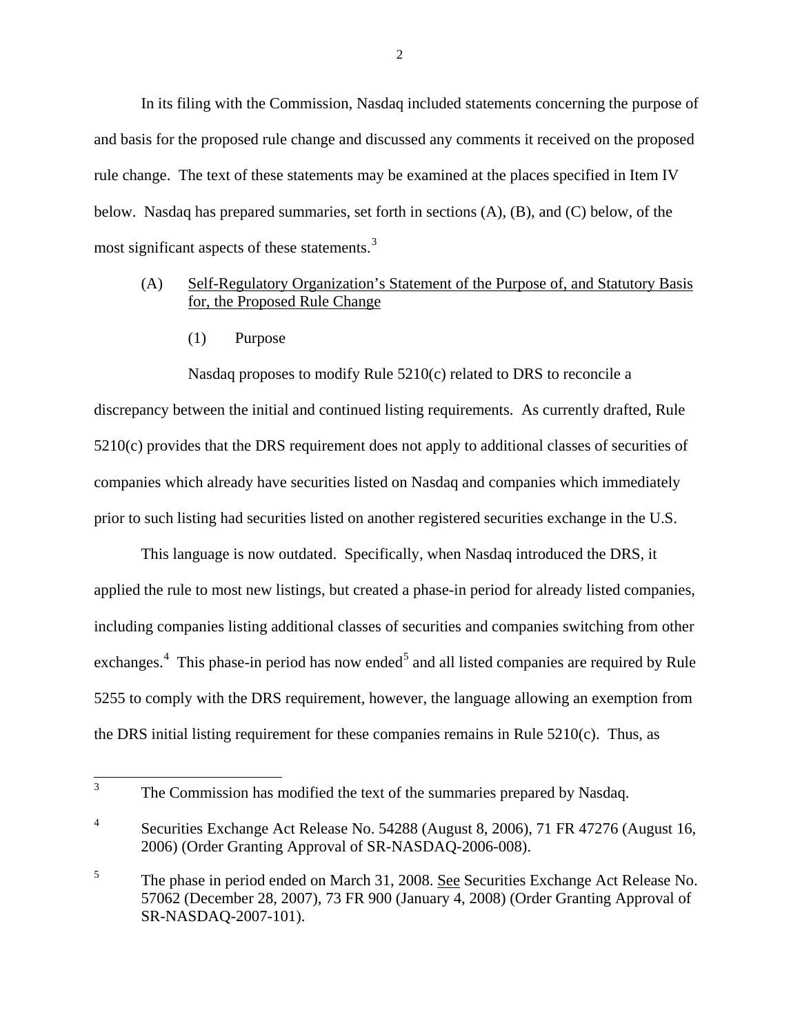In its filing with the Commission, Nasdaq included statements concerning the purpose of and basis for the proposed rule change and discussed any comments it received on the proposed rule change. The text of these statements may be examined at the places specified in Item IV below. Nasdaq has prepared summaries, set forth in sections (A), (B), and (C) below, of the most significant aspects of these statements.[3]

(A) Self-Regulatory Organization's Statement of the Purpose of, and Statutory Basis for, the Proposed Rule Change

(1) Purpose

Nasdaq proposes to modify Rule 5210(c) related to DRS to reconcile a discrepancy between the initial and continued listing requirements. As currently drafted, Rule 5210(c) provides that the DRS requirement does not apply to additional classes of securities of companies which already have securities listed on Nasdaq and companies which immediately prior to such listing had securities listed on another registered securities exchange in the U.S.

This language is now outdated. Specifically, when Nasdaq introduced the DRS, it applied the rule to most new listings, but created a phase-in period for already listed companies, including companies listing additional classes of securities and companies switching from other exchanges.[4] This phase-in period has now ended[5] and all listed companies are required by Rule 5255 to comply with the DRS requirement, however, the language allowing an exemption from the DRS initial listing requirement for these companies remains in Rule 5210(c). Thus, as

---

[3] The Commission has modified the text of the summaries prepared by Nasdaq.

[4] Securities Exchange Act Release No. 54288 (August 8, 2006), 71 FR 47276 (August 16, 2006) (Order Granting Approval of SR-NASDAQ-2006-008).

[5] The phase in period ended on March 31, 2008. See Securities Exchange Act Release No. 57062 (December 28, 2007), 73 FR 900 (January 4, 2008) (Order Granting Approval of SR-NASDAQ-2007-101).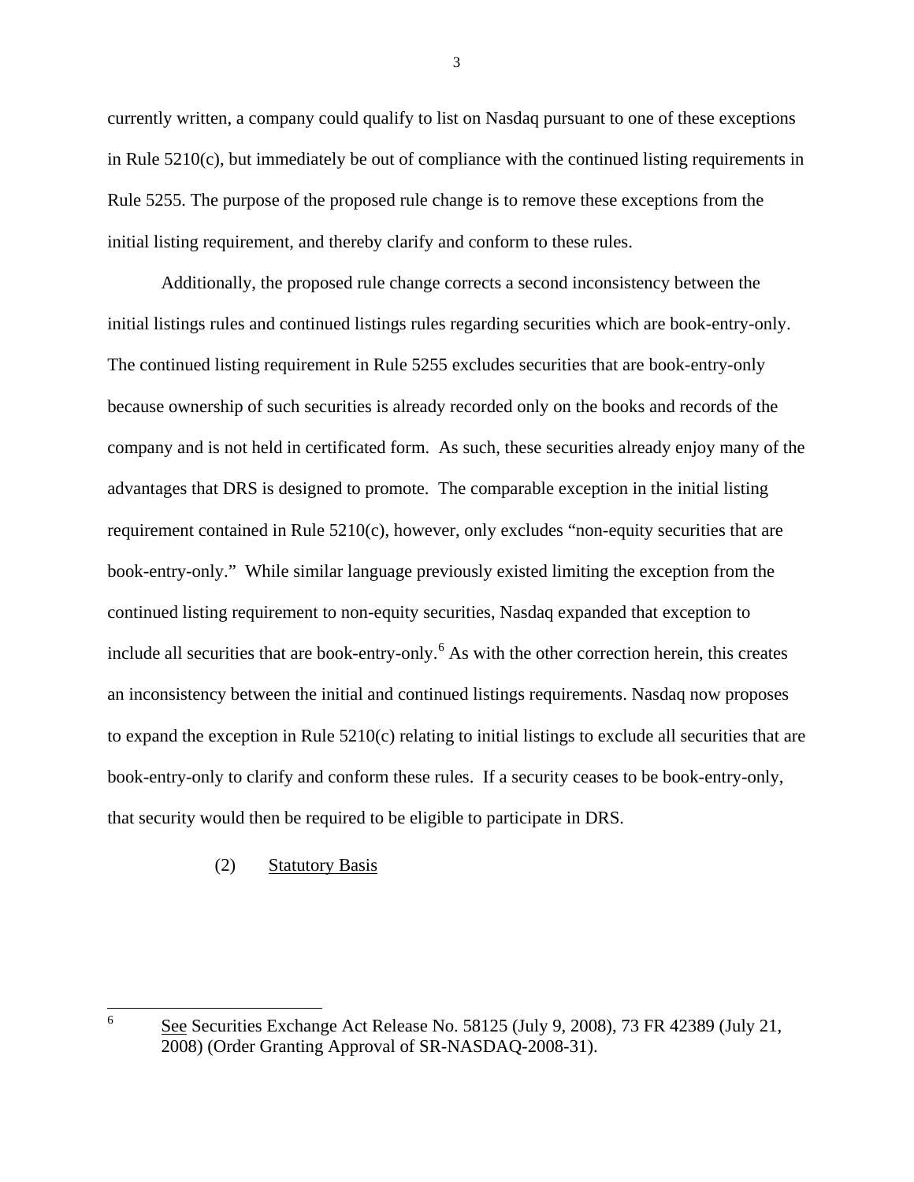currently written, a company could qualify to list on Nasdaq pursuant to one of these exceptions in Rule 5210(c), but immediately be out of compliance with the continued listing requirements in Rule 5255. The purpose of the proposed rule change is to remove these exceptions from the initial listing requirement, and thereby clarify and conform to these rules.

Additionally, the proposed rule change corrects a second inconsistency between the initial listings rules and continued listings rules regarding securities which are book-entry-only. The continued listing requirement in Rule 5255 excludes securities that are book-entry-only because ownership of such securities is already recorded only on the books and records of the company and is not held in certificated form. As such, these securities already enjoy many of the advantages that DRS is designed to promote. The comparable exception in the initial listing requirement contained in Rule 5210(c), however, only excludes "non-equity securities that are book-entry-only." While similar language previously existed limiting the exception from the continued listing requirement to non-equity securities, Nasdaq expanded that exception to include all securities that are book-entry-only.[6] As with the other correction herein, this creates an inconsistency between the initial and continued listings requirements. Nasdaq now proposes to expand the exception in Rule 5210(c) relating to initial listings to exclude all securities that are book-entry-only to clarify and conform these rules. If a security ceases to be book-entry-only, that security would then be required to be eligible to participate in DRS.

(2) Statutory Basis

---

[6] See Securities Exchange Act Release No. 58125 (July 9, 2008), 73 FR 42389 (July 21, 2008) (Order Granting Approval of SR-NASDAQ-2008-31).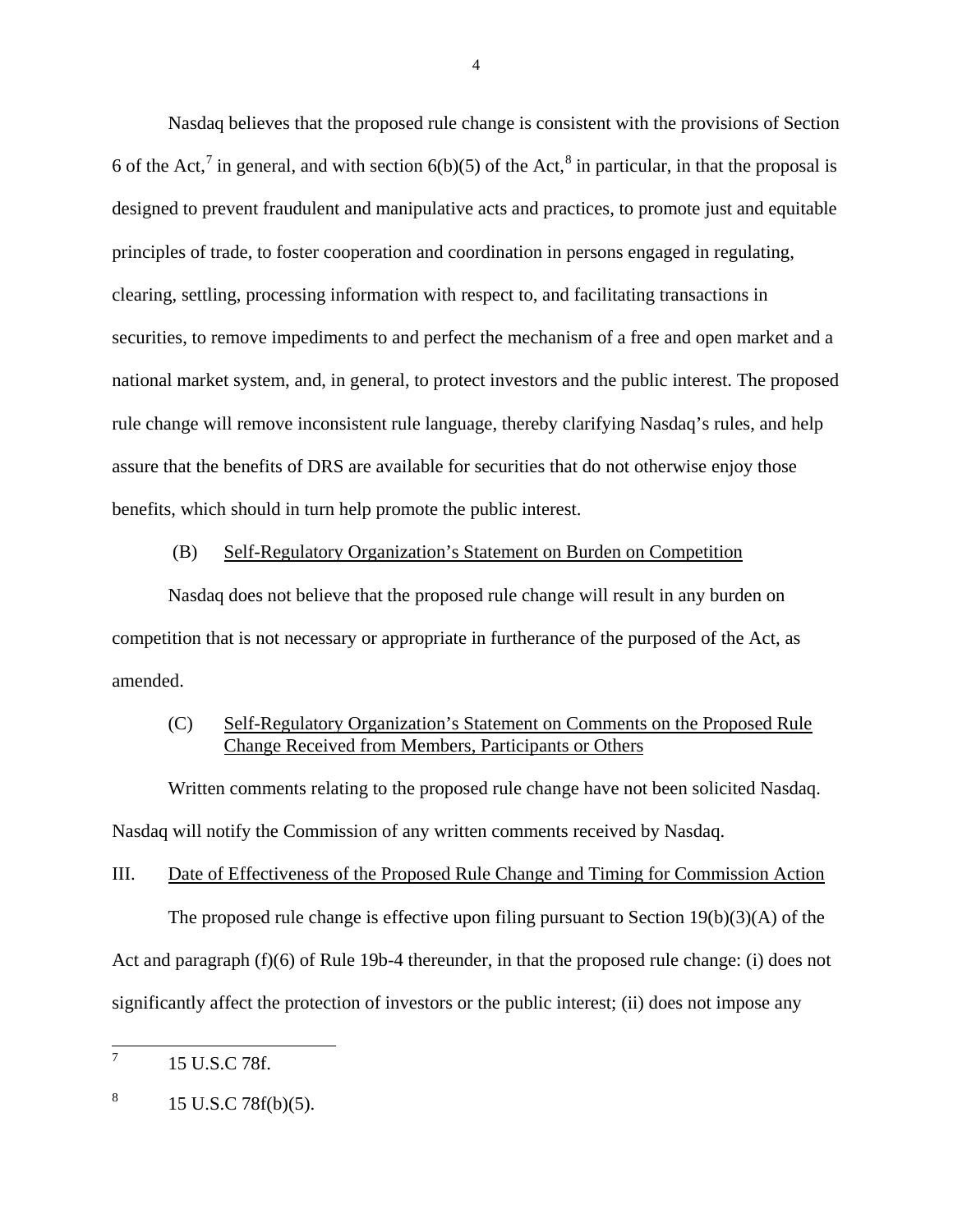Nasdaq believes that the proposed rule change is consistent with the provisions of Section 6 of the Act,[7] in general, and with section 6(b)(5) of the Act,[8] in particular, in that the proposal is designed to prevent fraudulent and manipulative acts and practices, to promote just and equitable principles of trade, to foster cooperation and coordination in persons engaged in regulating, clearing, settling, processing information with respect to, and facilitating transactions in securities, to remove impediments to and perfect the mechanism of a free and open market and a national market system, and, in general, to protect investors and the public interest. The proposed rule change will remove inconsistent rule language, thereby clarifying Nasdaq's rules, and help assure that the benefits of DRS are available for securities that do not otherwise enjoy those benefits, which should in turn help promote the public interest.

(B) Self-Regulatory Organization's Statement on Burden on Competition

Nasdaq does not believe that the proposed rule change will result in any burden on competition that is not necessary or appropriate in furtherance of the purposed of the Act, as amended.

(C) Self-Regulatory Organization's Statement on Comments on the Proposed Rule Change Received from Members, Participants or Others

Written comments relating to the proposed rule change have not been solicited Nasdaq. Nasdaq will notify the Commission of any written comments received by Nasdaq.

III. Date of Effectiveness of the Proposed Rule Change and Timing for Commission Action

The proposed rule change is effective upon filing pursuant to Section 19(b)(3)(A) of the Act and paragraph (f)(6) of Rule 19b-4 thereunder, in that the proposed rule change: (i) does not significantly affect the protection of investors or the public interest; (ii) does not impose any

---

[7] 15 U.S.C 78f.

[8] 15 U.S.C 78f(b)(5).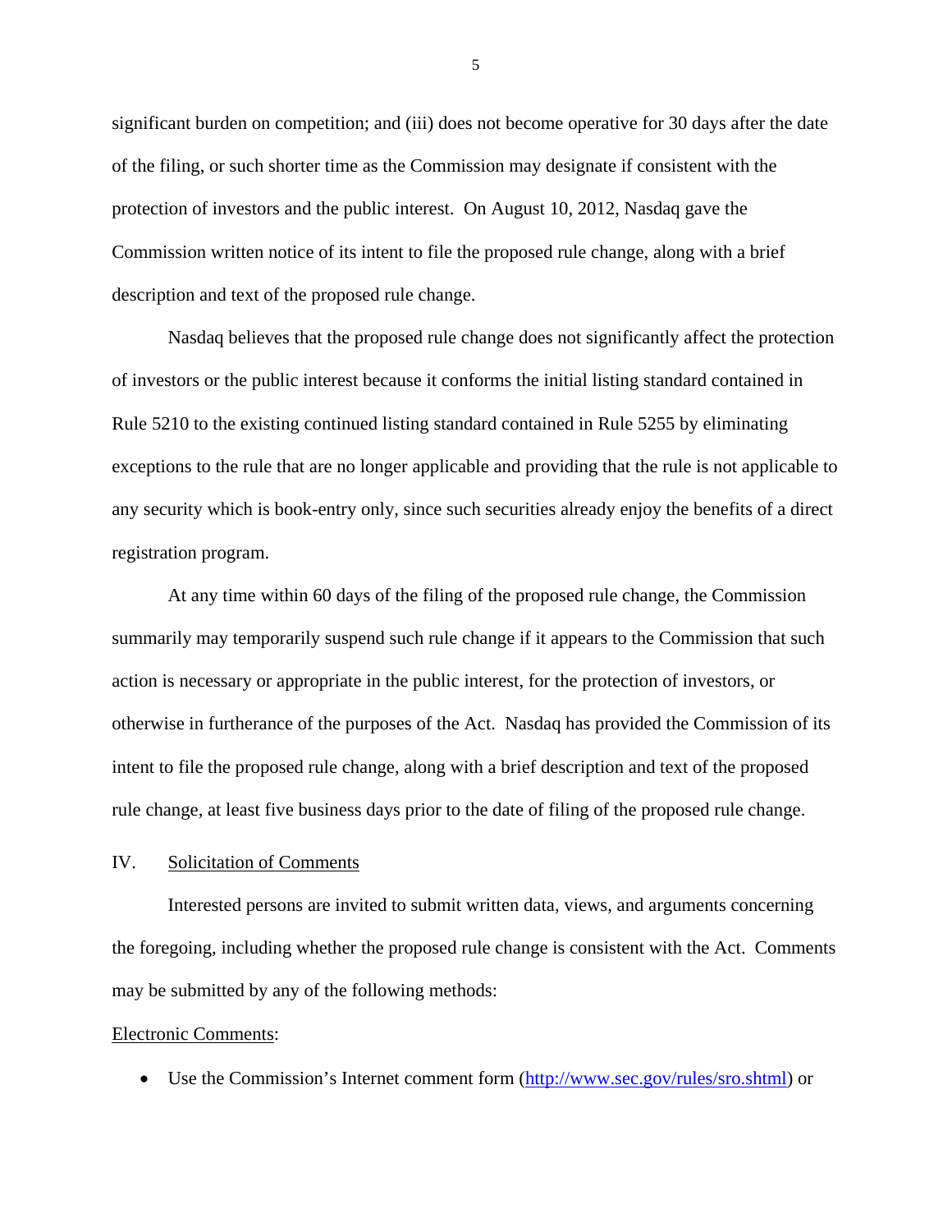significant burden on competition; and (iii) does not become operative for 30 days after the date of the filing, or such shorter time as the Commission may designate if consistent with the protection of investors and the public interest. On August 10, 2012, Nasdaq gave the Commission written notice of its intent to file the proposed rule change, along with a brief description and text of the proposed rule change.

Nasdaq believes that the proposed rule change does not significantly affect the protection of investors or the public interest because it conforms the initial listing standard contained in Rule 5210 to the existing continued listing standard contained in Rule 5255 by eliminating exceptions to the rule that are no longer applicable and providing that the rule is not applicable to any security which is book-entry only, since such securities already enjoy the benefits of a direct registration program.

At any time within 60 days of the filing of the proposed rule change, the Commission summarily may temporarily suspend such rule change if it appears to the Commission that such action is necessary or appropriate in the public interest, for the protection of investors, or otherwise in furtherance of the purposes of the Act. Nasdaq has provided the Commission of its intent to file the proposed rule change, along with a brief description and text of the proposed rule change, at least five business days prior to the date of filing of the proposed rule change.

## IV. Solicitation of Comments

Interested persons are invited to submit written data, views, and arguments concerning the foregoing, including whether the proposed rule change is consistent with the Act. Comments may be submitted by any of the following methods:

Electronic Comments:

- Use the Commission's Internet comment form (http://www.sec.gov/rules/sro.shtml) or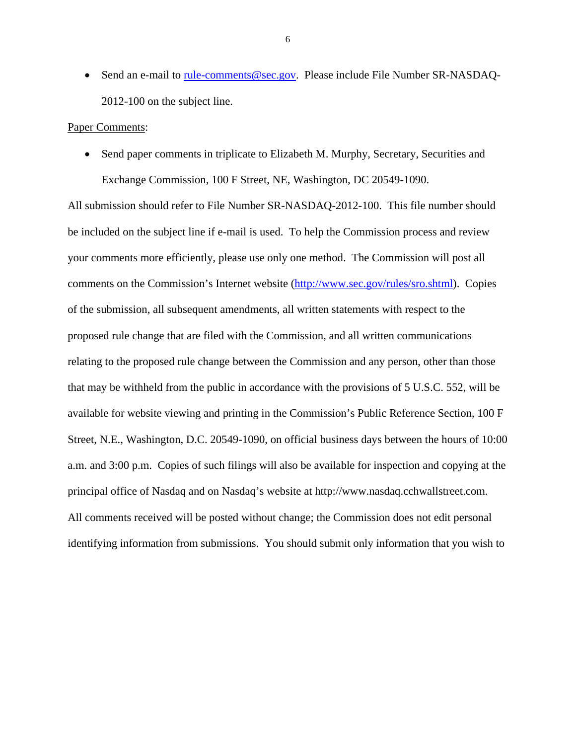- Send an e-mail to rule-comments@sec.gov. Please include File Number SR-NASDAQ-2012-100 on the subject line.

Paper Comments:

- Send paper comments in triplicate to Elizabeth M. Murphy, Secretary, Securities and Exchange Commission, 100 F Street, NE, Washington, DC 20549-1090.

All submission should refer to File Number SR-NASDAQ-2012-100. This file number should be included on the subject line if e-mail is used. To help the Commission process and review your comments more efficiently, please use only one method. The Commission will post all comments on the Commission's Internet website (http://www.sec.gov/rules/sro.shtml). Copies of the submission, all subsequent amendments, all written statements with respect to the proposed rule change that are filed with the Commission, and all written communications relating to the proposed rule change between the Commission and any person, other than those that may be withheld from the public in accordance with the provisions of 5 U.S.C. 552, will be available for website viewing and printing in the Commission's Public Reference Section, 100 F Street, N.E., Washington, D.C. 20549-1090, on official business days between the hours of 10:00 a.m. and 3:00 p.m. Copies of such filings will also be available for inspection and copying at the principal office of Nasdaq and on Nasdaq's website at http://www.nasdaq.cchwallstreet.com. All comments received will be posted without change; the Commission does not edit personal identifying information from submissions. You should submit only information that you wish to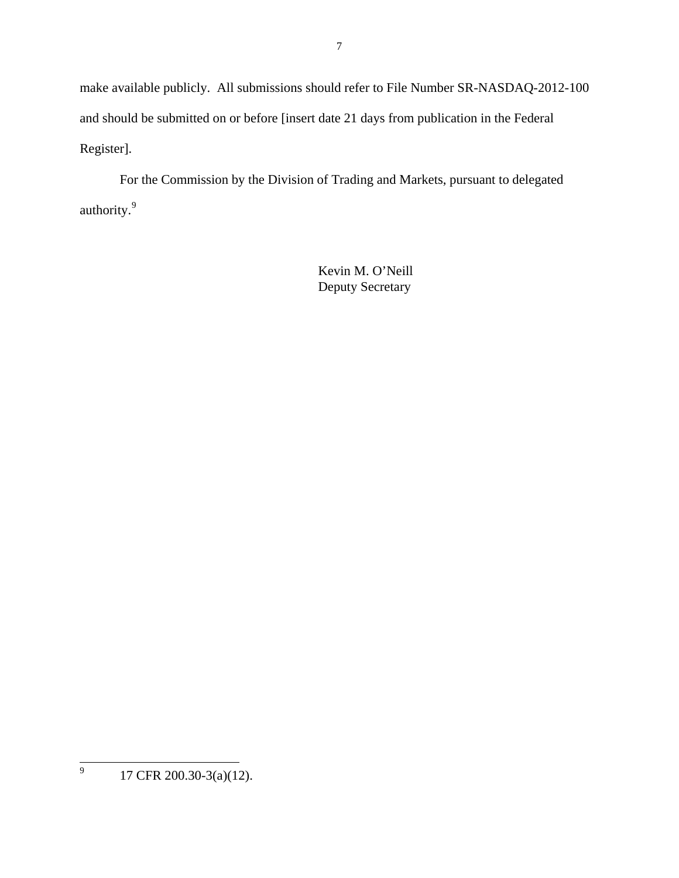make available publicly. All submissions should refer to File Number SR-NASDAQ-2012-100 and should be submitted on or before [insert date 21 days from publication in the Federal Register].

For the Commission by the Division of Trading and Markets, pursuant to delegated authority.[9]

Kevin M. O'Neill
Deputy Secretary

---

[9] 17 CFR 200.30-3(a)(12).